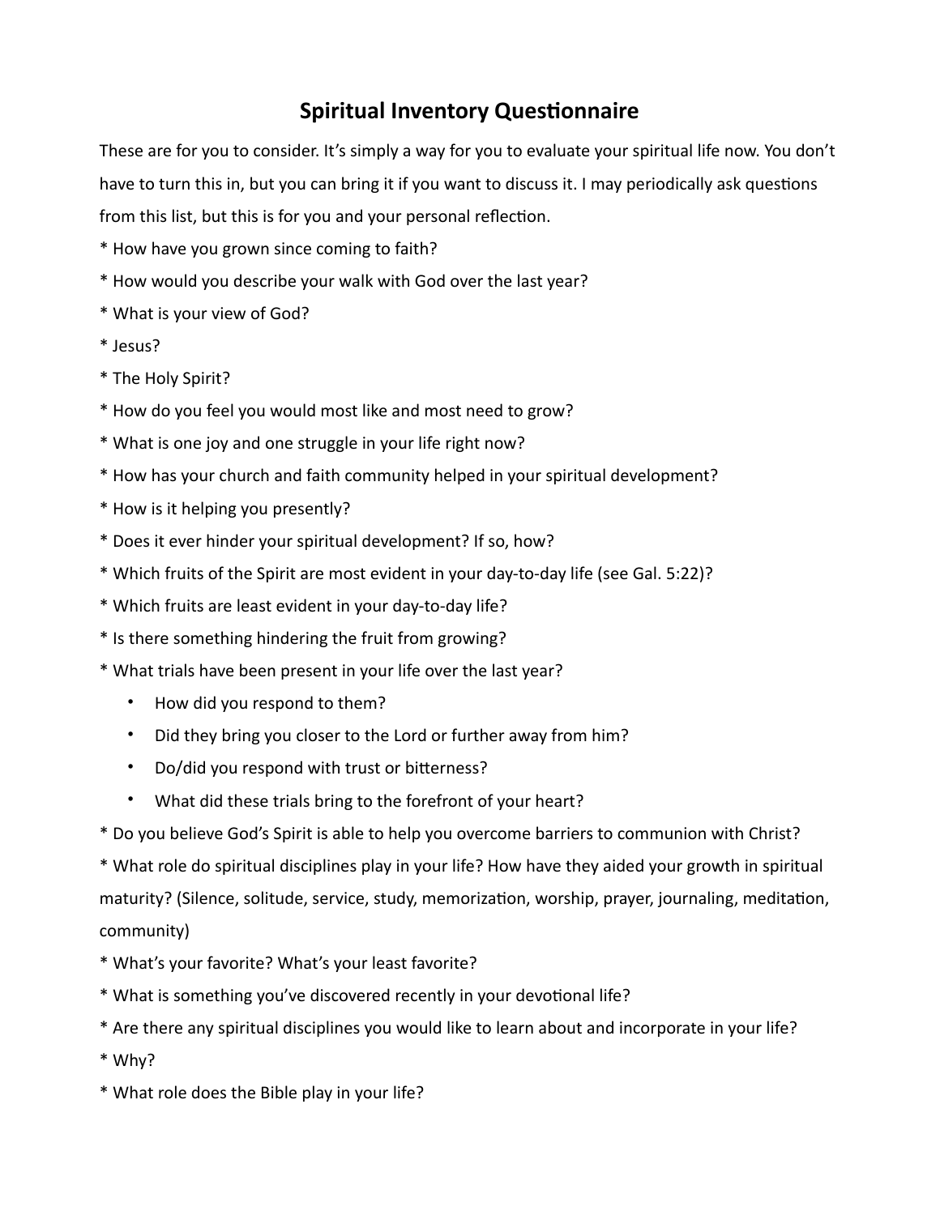# Spiritual Inventory Questionnaire

These are for you to consider. It's simply a way for you to evaluate your spiritual life now. You don't have to turn this in, but you can bring it if you want to discuss it. I may periodically ask questions from this list, but this is for you and your personal reflection.

* How have you grown since coming to faith?

* How would you describe your walk with God over the last year?

* What is your view of God?

* Jesus?

* The Holy Spirit?

* How do you feel you would most like and most need to grow?

* What is one joy and one struggle in your life right now?

* How has your church and faith community helped in your spiritual development?

* How is it helping you presently?

* Does it ever hinder your spiritual development? If so, how?

* Which fruits of the Spirit are most evident in your day-to-day life (see Gal. 5:22)?

* Which fruits are least evident in your day-to-day life?

* Is there something hindering the fruit from growing?

* What trials have been present in your life over the last year?

- How did you respond to them?
- Did they bring you closer to the Lord or further away from him?
- Do/did you respond with trust or bitterness?
- What did these trials bring to the forefront of your heart?

* Do you believe God's Spirit is able to help you overcome barriers to communion with Christ?

* What role do spiritual disciplines play in your life? How have they aided your growth in spiritual maturity? (Silence, solitude, service, study, memorization, worship, prayer, journaling, meditation, community)

* What's your favorite? What's your least favorite?

* What is something you've discovered recently in your devotional life?

* Are there any spiritual disciplines you would like to learn about and incorporate in your life?

* Why?

* What role does the Bible play in your life?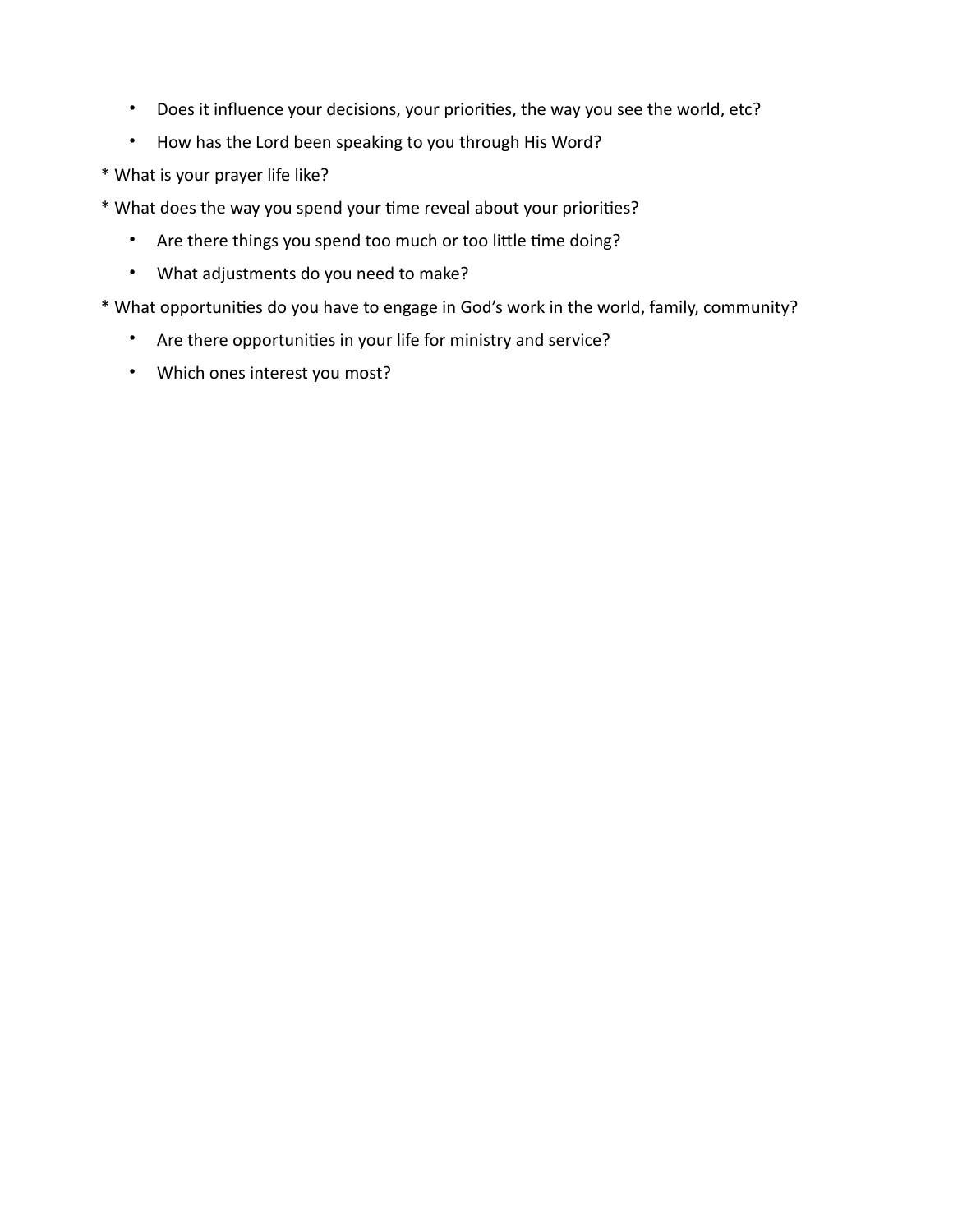- Does it influence your decisions, your priorities, the way you see the world, etc?
- How has the Lord been speaking to you through His Word?

* What is your prayer life like?
* What does the way you spend your time reveal about your priorities?
  - Are there things you spend too much or too little time doing?
  - What adjustments do you need to make?
* What opportunities do you have to engage in God's work in the world, family, community?
  - Are there opportunities in your life for ministry and service?
  - Which ones interest you most?